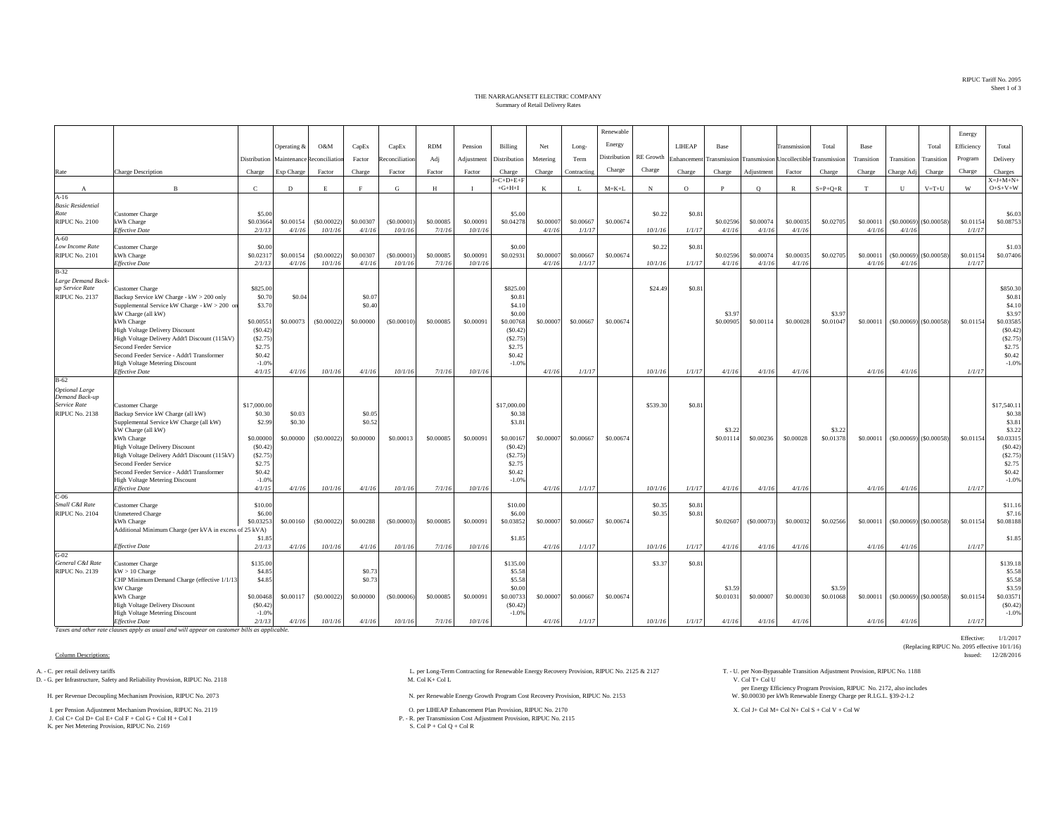RIPUC Tariff No. 2095

# THE NARRAGANSETT ELECTRIC COMPANY

## Summary of Retail Delivery Rates

| Rate | Charge Description | Distribution Charge | Operating & Maintenance Exp Charge | O&M Reconciliation Factor | CapEx Factor Charge | CapEx Reconciliation Factor | RDM Adj Factor | Pension Adjustment Factor | Billing Distribution Charge | Net Metering Charge | Long-Term Contracting | Renewable Energy Distribution Charge | RE Growth Charge | LIHEAP Enhancement Charge | Base Transmission Charge | Transmission Adjustment | Transmission Uncollectible Factor | Total Transmission Charge | Base Transition Charge | Transition Charge Adj | Total Transition Charge | Energy Efficiency Program Charge | Total Delivery Charges |
|---|---|---|---|---|---|---|---|---|---|---|---|---|---|---|---|---|---|---|---|---|---|---|---|
| A | B | C | D | E | F | G | H | I | J=C+D+E+F +G+H+I | K | L | M=K+L | N | O | P | Q | R | S=P+Q+R | T | U | V=T+U | W | X=J+M+N+ O+S+V+W |
| A-16 | | | | | | | | | | | | | | | | | | | | | | | |
| *Basic Residential Rate* | Customer Charge | $5.00 | | | | | | | $5.00 | | | | $0.22 | $0.81 | | | | | | | | | $6.03 |
| RIPUC No. 2100 | kWh Charge | $0.03664 | $0.00154 | ($0.00022) | $0.00307 | ($0.00001) | $0.00085 | $0.00091 | $0.04278 | $0.00007 | $0.00667 | $0.00674 | | | $0.02596 | $0.00074 | $0.00035 | $0.02705 | $0.00011 | ($0.00069) | ($0.00058) | $0.01154 | $0.08753 |
| | *Effective Date* | *2/1/13* | *4/1/16* | *10/1/16* | *4/1/16* | *10/1/16* | *7/1/16* | *10/1/16* | | *4/1/16* | *1/1/17* | | *10/1/16* | *1/1/17* | *4/1/16* | *4/1/16* | *4/1/16* | | *4/1/16* | *4/1/16* | | *1/1/17* | |
| A-60 | | | | | | | | | | | | | | | | | | | | | | | |
| *Low Income Rate* | Customer Charge | $0.00 | | | | | | | $0.00 | | | | $0.22 | $0.81 | | | | | | | | | $1.03 |
| RIPUC No. 2101 | kWh Charge | $0.02317 | $0.00154 | ($0.00022) | $0.00307 | ($0.00001) | $0.00085 | $0.00091 | $0.02931 | $0.00007 | $0.00667 | $0.00674 | | | $0.02596 | $0.00074 | $0.00035 | $0.02705 | $0.00011 | ($0.00069) | ($0.00058) | $0.01154 | $0.07406 |
| | *Effective Date* | *2/1/13* | *4/1/16* | *10/1/16* | *4/1/16* | *10/1/16* | *7/1/16* | *10/1/16* | | *4/1/16* | *1/1/17* | | *10/1/16* | *1/1/17* | *4/1/16* | *4/1/16* | *4/1/16* | | *4/1/16* | *4/1/16* | | *1/1/17* | |
| B-32 | | | | | | | | | | | | | | | | | | | | | | | |
| *Large Demand Back-up Service Rate* | Customer Charge | $825.00 | | | | | | | $825.00 | | | | $24.49 | $0.81 | | | | | | | | | $850.30 |
| RIPUC No. 2137 | Backup Service kW Charge - kW > 200 only | $0.70 | $0.04 | | $0.07 | | | | $0.81 | | | | | | | | | | | | | | $0.81 |
| | Supplemental Service kW Charge - kW > 200 on | $3.70 | | | $0.40 | | | | $4.10 | | | | | | | | | | | | | | $4.10 |
| | kW Charge (all kW) | | | | | | | | $0.00 | | | | | | $3.97 | | | $3.97 | | | | | $3.97 |
| | kWh Charge | $0.00551 | $0.00073 | ($0.00022) | $0.00000 | ($0.00010) | $0.00085 | $0.00091 | $0.00768 | $0.00007 | $0.00667 | $0.00674 | | | $0.00905 | $0.00114 | $0.00028 | $0.01047 | $0.00011 | ($0.00069) | ($0.00058) | $0.01154 | $0.03585 |
| | High Voltage Delivery Discount | ($0.42) | | | | | | | ($0.42) | | | | | | | | | | | | | | ($0.42) |
| | High Voltage Delivery Addt'l Discount (115kV) | ($2.75) | | | | | | | ($2.75) | | | | | | | | | | | | | | ($2.75) |
| | Second Feeder Service | $2.75 | | | | | | | $2.75 | | | | | | | | | | | | | | $2.75 |
| | Second Feeder Service - Addt'l Transformer | $0.42 | | | | | | | $0.42 | | | | | | | | | | | | | | $0.42 |
| | High Voltage Metering Discount | -1.0% | | | | | | | -1.0% | | | | | | | | | | | | | | -1.0% |
| | *Effective Date* | *4/1/15* | *4/1/16* | *10/1/16* | *4/1/16* | *10/1/16* | *7/1/16* | *10/1/16* | | *4/1/16* | *1/1/17* | | *10/1/16* | *1/1/17* | *4/1/16* | *4/1/16* | *4/1/16* | | *4/1/16* | *4/1/16* | | *1/1/17* | |
| B-62 | | | | | | | | | | | | | | | | | | | | | | | |
| *Optional Large Demand Back-up Service Rate* | Customer Charge | $17,000.00 | | | | | | | $17,000.00 | | | | $539.30 | $0.81 | | | | | | | | | $17,540.11 |
| RIPUC No. 2138 | Backup Service kW Charge (all kW) | $0.30 | $0.03 | | $0.05 | | | | $0.38 | | | | | | | | | | | | | | $0.38 |
| | Supplemental Service kW Charge (all kW) | $2.99 | $0.30 | | $0.52 | | | | $3.81 | | | | | | | | | | | | | | $3.81 |
| | kW Charge (all kW) | | | | | | | | | | | | | | $3.22 | | | $3.22 | | | | | $3.22 |
| | kWh Charge | $0.00000 | $0.00000 | ($0.00022) | $0.00000 | $0.00013 | $0.00085 | $0.00091 | $0.00167 | $0.00007 | $0.00667 | $0.00674 | | | $0.01114 | $0.00236 | $0.00028 | $0.01378 | $0.00011 | ($0.00069) | ($0.00058) | $0.01154 | $0.03315 |
| | High Voltage Delivery Discount | ($0.42) | | | | | | | ($0.42) | | | | | | | | | | | | | | ($0.42) |
| | High Voltage Delivery Addt'l Discount (115kV) | ($2.75) | | | | | | | ($2.75) | | | | | | | | | | | | | | ($2.75) |
| | Second Feeder Service | $2.75 | | | | | | | $2.75 | | | | | | | | | | | | | | $2.75 |
| | Second Feeder Service - Addt'l Transformer | $0.42 | | | | | | | $0.42 | | | | | | | | | | | | | | $0.42 |
| | High Voltage Metering Discount | -1.0% | | | | | | | -1.0% | | | | | | | | | | | | | | -1.0% |
| | *Effective Date* | *4/1/15* | *4/1/16* | *10/1/16* | *4/1/16* | *10/1/16* | *7/1/16* | *10/1/16* | | *4/1/16* | *1/1/17* | | *10/1/16* | *1/1/17* | *4/1/16* | *4/1/16* | *4/1/16* | | *4/1/16* | *4/1/16* | | *1/1/17* | |
| C-06 | | | | | | | | | | | | | | | | | | | | | | | |
| *Small C&I Rate* | Customer Charge | $10.00 | | | | | | | $10.00 | | | | $0.35 | $0.81 | | | | | | | | | $11.16 |
| RIPUC No. 2104 | Unmetered Charge | $6.00 | | | | | | | $6.00 | | | | $0.35 | $0.81 | | | | | | | | | $7.16 |
| | kWh Charge | $0.03253 | $0.00160 | ($0.00022) | $0.00288 | ($0.00003) | $0.00085 | $0.00091 | $0.03852 | $0.00007 | $0.00667 | $0.00674 | | | $0.02607 | ($0.00073) | $0.00032 | $0.02566 | $0.00011 | ($0.00069) | ($0.00058) | $0.01154 | $0.08188 |
| | Additional Minimum Charge (per kVA in excess of 25 kVA) | $1.85 | | | | | | | $1.85 | | | | | | | | | | | | | | $1.85 |
| | *Effective Date* | *2/1/13* | *4/1/16* | *10/1/16* | *4/1/16* | *10/1/16* | *7/1/16* | *10/1/16* | | *4/1/16* | *1/1/17* | | *10/1/16* | *1/1/17* | *4/1/16* | *4/1/16* | *4/1/16* | | *4/1/16* | *4/1/16* | | *1/1/17* | |
| G-02 | | | | | | | | | | | | | | | | | | | | | | | |
| *General C&I Rate* | Customer Charge | $135.00 | | | | | | | $135.00 | | | | $3.37 | $0.81 | | | | | | | | | $139.18 |
| RIPUC No. 2139 | kW > 10 Charge | $4.85 | | | $0.73 | | | | $5.58 | | | | | | | | | | | | | | $5.58 |
| | CHP Minimum Demand Charge (effective 1/1/13 | $4.85 | | | $0.73 | | | | $5.58 | | | | | | | | | | | | | | $5.58 |
| | kW Charge | | | | | | | | $0.00 | | | | | | $3.59 | | | $3.59 | | | | | $3.59 |
| | kWh Charge | $0.00468 | $0.00117 | ($0.00022) | $0.00000 | ($0.00006) | $0.00085 | $0.00091 | $0.00733 | $0.00007 | $0.00667 | $0.00674 | | | $0.01031 | $0.00007 | $0.00030 | $0.01068 | $0.00011 | ($0.00069) | ($0.00058) | $0.01154 | $0.03571 |
| | High Voltage Delivery Discount | ($0.42) | | | | | | | ($0.42) | | | | | | | | | | | | | | ($0.42) |
| | High Voltage Metering Discount | -1.0% | | | | | | | -1.0% | | | | | | | | | | | | | | -1.0% |
| | *Effective Date* | *2/1/13* | *4/1/16* | *10/1/16* | *4/1/16* | *10/1/16* | *7/1/16* | *10/1/16* | | *4/1/16* | *1/1/17* | | *10/1/16* | *1/1/17* | *4/1/16* | *4/1/16* | *4/1/16* | | *4/1/16* | *4/1/16* | | *1/1/17* | |

*Taxes and other rate clauses apply as usual and will appear on customer bills as applicable.*

Effective: 1/1/2017
(Replacing RIPUC No. 2095 effective 10/1/16)
Issued: 12/28/2016

Column Descriptions:

A. - C. per retail delivery tariffs
D. - G. per Infrastructure, Safety and Reliability Provision, RIPUC No. 2118
H. per Revenue Decoupling Mechanism Provision, RIPUC No. 2073
I. per Pension Adjustment Mechanism Provision, RIPUC No. 2119
J. Col C+ Col D+ Col E+ Col F + Col G + Col H + Col I
K. per Net Metering Provision, RIPUC No. 2169
L. per Long-Term Contracting for Renewable Energy Recovery Provision, RIPUC No. 2125 & 2127
M. Col K+ Col L
N. per Renewable Energy Growth Program Cost Recovery Provision, RIPUC No. 2153
O. per LIHEAP Enhancement Plan Provision, RIPUC No. 2170
P. - R. per Transmission Cost Adjustment Provision, RIPUC No. 2115
S. Col P + Col Q + Col R
T. - U. per Non-Bypassable Transition Adjustment Provision, RIPUC No. 1188
V. Col T+ Col U
W. per Energy Efficiency Program Provision, RIPUC No. 2172, also includes $0.00030 per kWh Renewable Energy Charge per R.I.G.L. §39-2-1.2
X. Col J+ Col M+ Col N+ Col S + Col V + Col W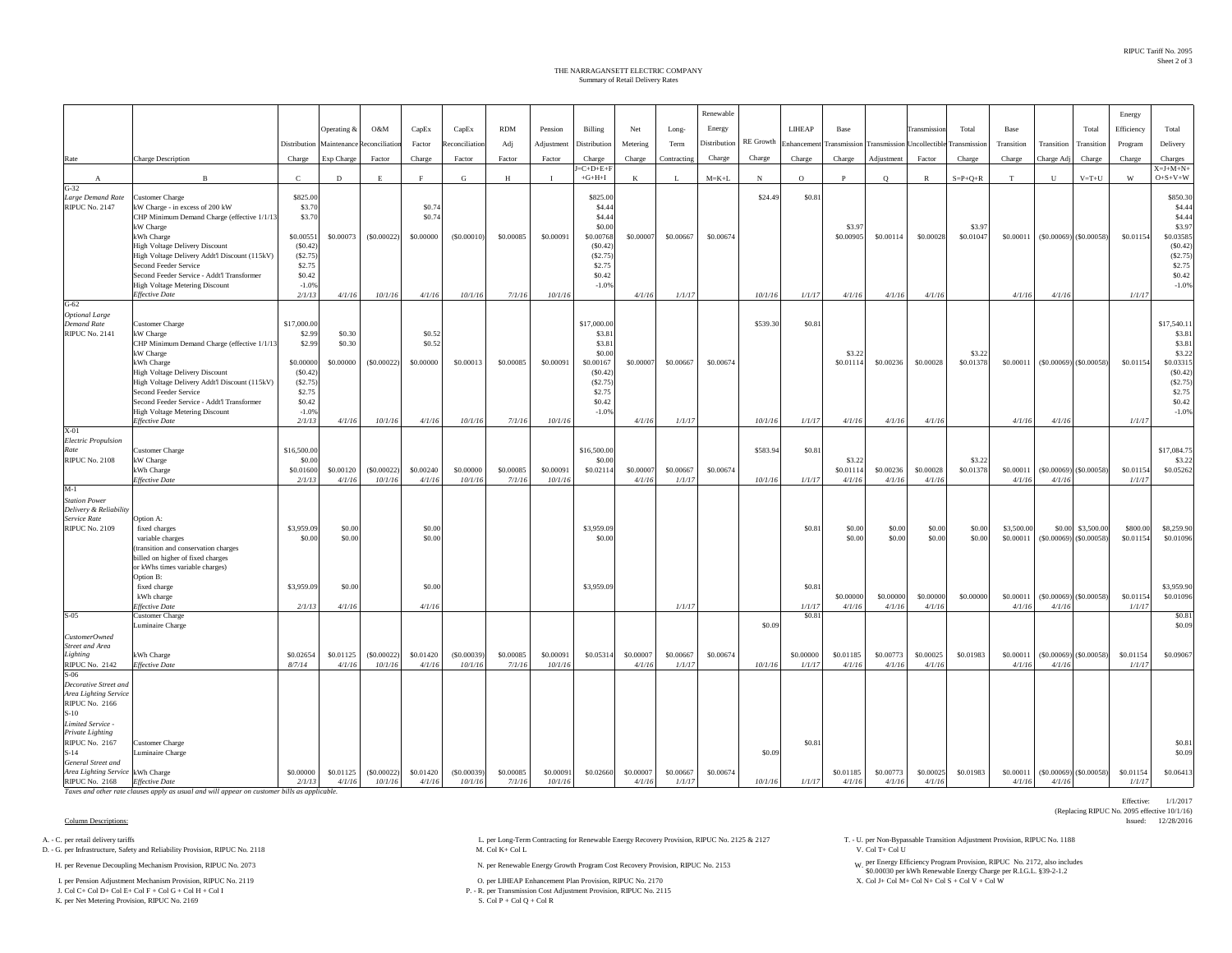# THE NARRAGANSETT ELECTRIC COMPANY
## Summary of Retail Delivery Rates

| Rate | Charge Description | Distribution Charge | Operating & Maintenance Exp Charge | O&M Reconciliation Factor | CapEx Factor Charge | CapEx Reconciliation Factor | RDM Adj Factor | Pension Adjustment Factor | Billing Distribution Charge | Net Metering Charge | Long-Term Contracting | Renewable Energy Distribution Charge | RE Growth Charge | LIHEAP Enhancement Charge | Base Transmission Charge | Transmission Adjustment | Transmission Uncollectible Factor | Total Transmission Charge | Base Transition Charge | Transition Charge Adj | Total Transition Charge | Energy Efficiency Program Charge | Total Delivery Charges |
|---|---|---|---|---|---|---|---|---|---|---|---|---|---|---|---|---|---|---|---|---|---|---|---|
| A | B | C | D | E | F | G | H | I | J=C+D+E+F+G+H+I | K | L | M=K+L | N | O | P | Q | R | S=P+Q+R | T | U | V=T+U | W | X=J+M+N+O+S+V+W |
| G-32 | | | | | | | | | | | | | | | | | | | | | | | |
| *Large Demand Rate* | Customer Charge | $825.00 | | | | | | | $825.00 | | | | $24.49 | $0.81 | | | | | | | | | $850.30 |
| RIPUC No. 2147 | kW Charge - in excess of 200 kW | $3.70 | | | $0.74 | | | | $4.44 | | | | | | | | | | | | | | $4.44 |
| | CHP Minimum Demand Charge (effective 1/1/13) | $3.70 | | | $0.74 | | | | $4.44 | | | | | | | | | | | | | | $4.44 |
| | kW Charge | | | | | | | | $0.00 | | | | | | $3.97 | | | $3.97 | | | | | $3.97 |
| | kWh Charge | $0.00551 | $0.00073 | ($0.00022) | $0.00000 | ($0.00010) | $0.00085 | $0.00091 | $0.00768 | $0.00007 | $0.00667 | $0.00674 | | | $0.00905 | $0.00114 | $0.00028 | $0.01047 | $0.00011 | ($0.00069) | ($0.00058) | $0.01154 | $0.03585 |
| | High Voltage Delivery Discount | ($0.42) | | | | | | | ($0.42) | | | | | | | | | | | | | | ($0.42) |
| | High Voltage Delivery Addt'l Discount (115kV) | ($2.75) | | | | | | | ($2.75) | | | | | | | | | | | | | | ($2.75) |
| | Second Feeder Service | $2.75 | | | | | | | $2.75 | | | | | | | | | | | | | | $2.75 |
| | Second Feeder Service - Addt'l Transformer | $0.42 | | | | | | | $0.42 | | | | | | | | | | | | | | $0.42 |
| | High Voltage Metering Discount | -1.0% | | | | | | | -1.0% | | | | | | | | | | | | | | -1.0% |
| | *Effective Date* | *2/1/13* | *4/1/16* | *10/1/16* | *4/1/16* | *10/1/16* | *7/1/16* | *10/1/16* | | *4/1/16* | *1/1/17* | | *10/1/16* | *1/1/17* | *4/1/16* | *4/1/16* | *4/1/16* | | *4/1/16* | *4/1/16* | | *1/1/17* | |
| G-62 | | | | | | | | | | | | | | | | | | | | | | | |
| *Optional Large Demand Rate* | Customer Charge | $17,000.00 | | | | | | | $17,000.00 | | | | $539.30 | $0.81 | | | | | | | | | $17,540.11 |
| RIPUC No. 2141 | kW Charge | $2.99 | $0.30 | | $0.52 | | | | $3.81 | | | | | | | | | | | | | | $3.81 |
| | CHP Minimum Demand Charge (effective 1/1/13) | $2.99 | $0.30 | | $0.52 | | | | $3.81 | | | | | | | | | | | | | | $3.81 |
| | kW Charge | | | | | | | | $0.00 | | | | | | $3.22 | | | $3.22 | | | | | $3.22 |
| | kWh Charge | $0.00000 | $0.00000 | ($0.00022) | $0.00000 | $0.00013 | $0.00085 | $0.00091 | $0.00167 | $0.00007 | $0.00667 | $0.00674 | | | $0.01114 | $0.00236 | $0.00028 | $0.01378 | $0.00011 | ($0.00069) | ($0.00058) | $0.01154 | $0.03315 |
| | High Voltage Delivery Discount | ($0.42) | | | | | | | ($0.42) | | | | | | | | | | | | | | ($0.42) |
| | High Voltage Delivery Addt'l Discount (115kV) | ($2.75) | | | | | | | ($2.75) | | | | | | | | | | | | | | ($2.75) |
| | Second Feeder Service | $2.75 | | | | | | | $2.75 | | | | | | | | | | | | | | $2.75 |
| | Second Feeder Service - Addt'l Transformer | $0.42 | | | | | | | $0.42 | | | | | | | | | | | | | | $0.42 |
| | High Voltage Metering Discount | -1.0% | | | | | | | -1.0% | | | | | | | | | | | | | | -1.0% |
| | *Effective Date* | *2/1/13* | *4/1/16* | *10/1/16* | *4/1/16* | *10/1/16* | *7/1/16* | *10/1/16* | | *4/1/16* | *1/1/17* | | *10/1/16* | *1/1/17* | *4/1/16* | *4/1/16* | *4/1/16* | | *4/1/16* | *4/1/16* | | *1/1/17* | |
| X-01 | | | | | | | | | | | | | | | | | | | | | | | |
| *Electric Propulsion Rate* | Customer Charge | $16,500.00 | | | | | | | $16,500.00 | | | | $583.94 | $0.81 | | | | | | | | | $17,084.75 |
| RIPUC No. 2108 | kW Charge | $0.00 | | | | | | | $0.00 | | | | | | $3.22 | | | $3.22 | | | | | $3.22 |
| | kWh Charge | $0.01600 | $0.00120 | ($0.00022) | $0.00240 | $0.00000 | $0.00085 | $0.00091 | $0.02114 | $0.00007 | $0.00667 | $0.00674 | | | $0.01114 | $0.00236 | $0.00028 | $0.01378 | $0.00011 | ($0.00069) | ($0.00058) | $0.01154 | $0.05262 |
| | *Effective Date* | *2/1/13* | *4/1/16* | *10/1/16* | *4/1/16* | *10/1/16* | *7/1/16* | *10/1/16* | | *4/1/16* | *1/1/17* | | *10/1/16* | *1/1/17* | *4/1/16* | *4/1/16* | *4/1/16* | | *4/1/16* | *4/1/16* | | *1/1/17* | |
| M-1 | | | | | | | | | | | | | | | | | | | | | | | |
| *Station Power Delivery & Reliability Service Rate* | Option A: | | | | | | | | | | | | | | | | | | | | | | |
| RIPUC No. 2109 | fixed charges | $3,959.09 | $0.00 | | $0.00 | | | | $3,959.09 | | | | | $0.81 | $0.00 | $0.00 | $0.00 | $0.00 | $3,500.00 | $0.00 | $3,500.00 | $800.00 | $8,259.90 |
| | variable charges | $0.00 | $0.00 | | $0.00 | | | | $0.00 | | | | | | $0.00 | $0.00 | $0.00 | $0.00 | $0.00011 | ($0.00069) | ($0.00058) | $0.01154 | $0.01096 |
| | (transition and conservation charges billed on higher of fixed charges or kWhs times variable charges) | | | | | | | | | | | | | | | | | | | | | | |
| | Option B: | | | | | | | | | | | | | | | | | | | | | | |
| | fixed charges | $3,959.09 | $0.00 | | $0.00 | | | | $3,959.09 | | | | | $0.81 | | | | | | | | | $3,959.90 |
| | kWh charge | | | | | | | | | | | | | | $0.00000 | $0.00000 | $0.00000 | $0.00000 | $0.00011 | ($0.00069) | ($0.00058) | $0.01154 | $0.01096 |
| | *Effective Date* | *2/1/13* | *4/1/16* | | *4/1/16* | | | | | | *1/1/17* | | | *1/1/17* | *4/1/16* | *4/1/16* | *4/1/16* | | *4/1/16* | *4/1/16* | | *1/1/17* | |
| S-05 | Customer Charge | | | | | | | | | | | | | $0.81 | | | | | | | | | $0.81 |
| | Luminaire Charge | | | | | | | | | | | | $0.09 | | | | | | | | | | $0.09 |
| *CustomerOwned Street and Area Lighting* | kWh Charge | $0.02654 | $0.01125 | ($0.00022) | $0.01420 | ($0.00039) | $0.00085 | $0.00091 | $0.05314 | $0.00007 | $0.00667 | $0.00674 | | $0.00000 | $0.01185 | $0.00773 | $0.00025 | $0.01983 | $0.00011 | ($0.00069) | ($0.00058) | $0.01154 | $0.09067 |
| RIPUC No. 2142 | *Effective Date* | *8/7/14* | *4/1/16* | *10/1/16* | *4/1/16* | *10/1/16* | *7/1/16* | *10/1/16* | | *4/1/16* | *1/1/17* | | *10/1/16* | *1/1/17* | *4/1/16* | *4/1/16* | *4/1/16* | | *4/1/16* | *4/1/16* | | *1/1/17* | |
| S-06 *Decorative Street and Area Lighting Service* RIPUC No. 2166 | | | | | | | | | | | | | | | | | | | | | | | |
| S-10 *Limited Service - Private Lighting* RIPUC No. 2167 | Customer Charge | | | | | | | | | | | | | $0.81 | | | | | | | | | $0.81 |
| S-14 | Luminaire Charge | | | | | | | | | | | | $0.09 | | | | | | | | | | $0.09 |
| *General Street and Area Lighting Service* | kWh Charge | $0.00000 | $0.01125 | ($0.00022) | $0.01420 | ($0.00039) | $0.00085 | $0.00091 | $0.02660 | $0.00007 | $0.00667 | $0.00674 | | | $0.01185 | $0.00773 | $0.00025 | $0.01983 | $0.00011 | ($0.00069) | ($0.00058) | $0.01154 | $0.06413 |
| RIPUC No. 2168 | *Effective Date* | *2/1/13* | *4/1/16* | *10/1/16* | *4/1/16* | *10/1/16* | *7/1/16* | *10/1/16* | | *4/1/16* | *1/1/17* | | *10/1/16* | *1/1/17* | *4/1/16* | *4/1/16* | *4/1/16* | | *4/1/16* | *4/1/16* | | *1/1/17* | |

*Taxes and other rate clauses apply as usual and will appear on customer bills as applicable.*

Effective: 1/1/2017
(Replacing RIPUC No. 2095 effective 10/1/16)
Issued: 12/28/2016

Column Descriptions:

A. - C. per retail delivery tariffs
D. - G. per Infrastructure, Safety and Reliability Provision, RIPUC No. 2118
H. per Revenue Decoupling Mechanism Provision, RIPUC No. 2073
I. per Pension Adjustment Mechanism Provision, RIPUC No. 2119
J. Col C+ Col D+ Col E+ Col F + Col G + Col H + Col I
K. per Net Metering Provision, RIPUC No. 2169
L. per Long-Term Contracting for Renewable Energy Recovery Provision, RIPUC No. 2125 & 2127
M. Col K+ Col L
N. per Renewable Energy Growth Program Cost Recovery Provision, RIPUC No. 2153
O. per LIHEAP Enhancement Plan Provision, RIPUC No. 2170
P. - R. per Transmission Cost Adjustment Provision, RIPUC No. 2115
S. Col P + Col Q + Col R
T. - U. per Non-Bypassable Transition Adjustment Provision, RIPUC No. 1188
V. Col T+ Col U
W. per Energy Efficiency Program Provision, RIPUC No. 2172, also includes $0.00030 per kWh Renewable Energy Charge per R.I.G.L. §39-2-1.2
X. Col J+ Col M+ Col N+ Col S + Col V + Col W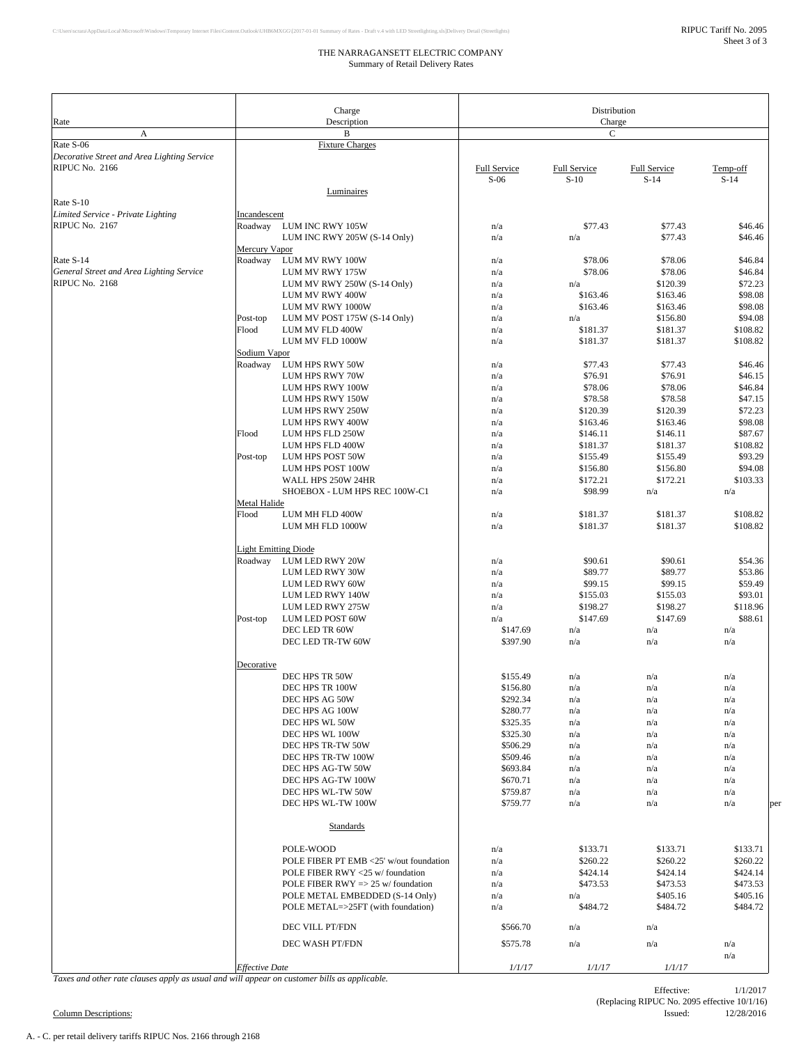THE NARRAGANSETT ELECTRIC COMPANY
Summary of Retail Delivery Rates

| Rate | Charge Description | | Distribution Charge | | | |
|---|---|---|---|---|---|---|
| A | B | | C | | | |
| Rate S-06 | Fixture Charges | | | | | |
| *Decorative Street and Area Lighting Service* | | | Full Service | Full Service | Full Service | Temp-off |
| RIPUC No. 2166 | | | S-06 | S-10 | S-14 | S-14 |
| | Luminaires | | | | | |
| Rate S-10 | | | | | | |
| *Limited Service - Private Lighting* | Incandescent | | | | | |
| RIPUC No. 2167 | Roadway | LUM INC RWY 105W | n/a | $77.43 | $77.43 | $46.46 |
| | | LUM INC RWY 205W (S-14 Only) | n/a | n/a | $77.43 | $46.46 |
| | Mercury Vapor | | | | | |
| Rate S-14 | Roadway | LUM MV RWY 100W | n/a | $78.06 | $78.06 | $46.84 |
| *General Street and Area Lighting Service* | | LUM MV RWY 175W | n/a | $78.06 | $78.06 | $46.84 |
| RIPUC No. 2168 | | LUM MV RWY 250W (S-14 Only) | n/a | n/a | $120.39 | $72.23 |
| | | LUM MV RWY 400W | n/a | $163.46 | $163.46 | $98.08 |
| | | LUM MV RWY 1000W | n/a | $163.46 | $163.46 | $98.08 |
| | Post-top | LUM MV POST 175W (S-14 Only) | n/a | n/a | $156.80 | $94.08 |
| | Flood | LUM MV FLD 400W | n/a | $181.37 | $181.37 | $108.82 |
| | | LUM MV FLD 1000W | n/a | $181.37 | $181.37 | $108.82 |
| | Sodium Vapor | | | | | |
| | Roadway | LUM HPS RWY 50W | n/a | $77.43 | $77.43 | $46.46 |
| | | LUM HPS RWY 70W | n/a | $76.91 | $76.91 | $46.15 |
| | | LUM HPS RWY 100W | n/a | $78.06 | $78.06 | $46.84 |
| | | LUM HPS RWY 150W | n/a | $78.58 | $78.58 | $47.15 |
| | | LUM HPS RWY 250W | n/a | $120.39 | $120.39 | $72.23 |
| | | LUM HPS RWY 400W | n/a | $163.46 | $163.46 | $98.08 |
| | Flood | LUM HPS FLD 250W | n/a | $146.11 | $146.11 | $87.67 |
| | | LUM HPS FLD 400W | n/a | $181.37 | $181.37 | $108.82 |
| | Post-top | LUM HPS POST 50W | n/a | $155.49 | $155.49 | $93.29 |
| | | LUM HPS POST 100W | n/a | $156.80 | $156.80 | $94.08 |
| | | WALL HPS 250W 24HR | n/a | $172.21 | $172.21 | $103.33 |
| | | SHOEBOX - LUM HPS REC 100W-C1 | n/a | $98.99 | n/a | n/a |
| | Metal Halide | | | | | |
| | Flood | LUM MH FLD 400W | n/a | $181.37 | $181.37 | $108.82 |
| | | LUM MH FLD 1000W | n/a | $181.37 | $181.37 | $108.82 |
| | Light Emitting Diode | | | | | |
| | Roadway | LUM LED RWY 20W | n/a | $90.61 | $90.61 | $54.36 |
| | | LUM LED RWY 30W | n/a | $89.77 | $89.77 | $53.86 |
| | | LUM LED RWY 60W | n/a | $99.15 | $99.15 | $59.49 |
| | | LUM LED RWY 140W | n/a | $155.03 | $155.03 | $93.01 |
| | | LUM LED RWY 275W | n/a | $198.27 | $198.27 | $118.96 |
| | Post-top | LUM LED POST 60W | n/a | $147.69 | $147.69 | $88.61 |
| | | DEC LED TR 60W | $147.69 | n/a | n/a | n/a |
| | | DEC LED TR-TW 60W | $397.90 | n/a | n/a | n/a |
| | Decorative | | | | | |
| | | DEC HPS TR 50W | $155.49 | n/a | n/a | n/a |
| | | DEC HPS TR 100W | $156.80 | n/a | n/a | n/a |
| | | DEC HPS AG 50W | $292.34 | n/a | n/a | n/a |
| | | DEC HPS AG 100W | $280.77 | n/a | n/a | n/a |
| | | DEC HPS WL 50W | $325.35 | n/a | n/a | n/a |
| | | DEC HPS WL 100W | $325.30 | n/a | n/a | n/a |
| | | DEC HPS TR-TW 50W | $506.29 | n/a | n/a | n/a |
| | | DEC HPS TR-TW 100W | $509.46 | n/a | n/a | n/a |
| | | DEC HPS AG-TW 50W | $693.84 | n/a | n/a | n/a |
| | | DEC HPS AG-TW 100W | $670.71 | n/a | n/a | n/a |
| | | DEC HPS WL-TW 50W | $759.87 | n/a | n/a | n/a |
| | | DEC HPS WL-TW 100W | $759.77 | n/a | n/a | n/a |
| | Standards | | | | | |
| | | POLE-WOOD | n/a | $133.71 | $133.71 | $133.71 |
| | | POLE FIBER PT EMB <25' w/out foundation | n/a | $260.22 | $260.22 | $260.22 |
| | | POLE FIBER RWY <25 w/ foundation | n/a | $424.14 | $424.14 | $424.14 |
| | | POLE FIBER RWY => 25 w/ foundation | n/a | $473.53 | $473.53 | $473.53 |
| | | POLE METAL EMBEDDED (S-14 Only) | n/a | n/a | $405.16 | $405.16 |
| | | POLE METAL=>25FT (with foundation) | n/a | $484.72 | $484.72 | $484.72 |
| | | DEC VILL PT/FDN | $566.70 | n/a | n/a | |
| | | DEC WASH PT/FDN | $575.78 | n/a | n/a | n/a |
| | | | | | | n/a |
| | *Effective Date* | | *1/1/17* | *1/1/17* | *1/1/17* | |

per

*Taxes and other rate clauses apply as usual and will appear on customer bills as applicable.*

Effective: 1/1/2017
(Replacing RIPUC No. 2095 effective 10/1/16)
Issued: 12/28/2016

Column Descriptions:

A. - C. per retail delivery tariffs RIPUC Nos. 2166 through 2168